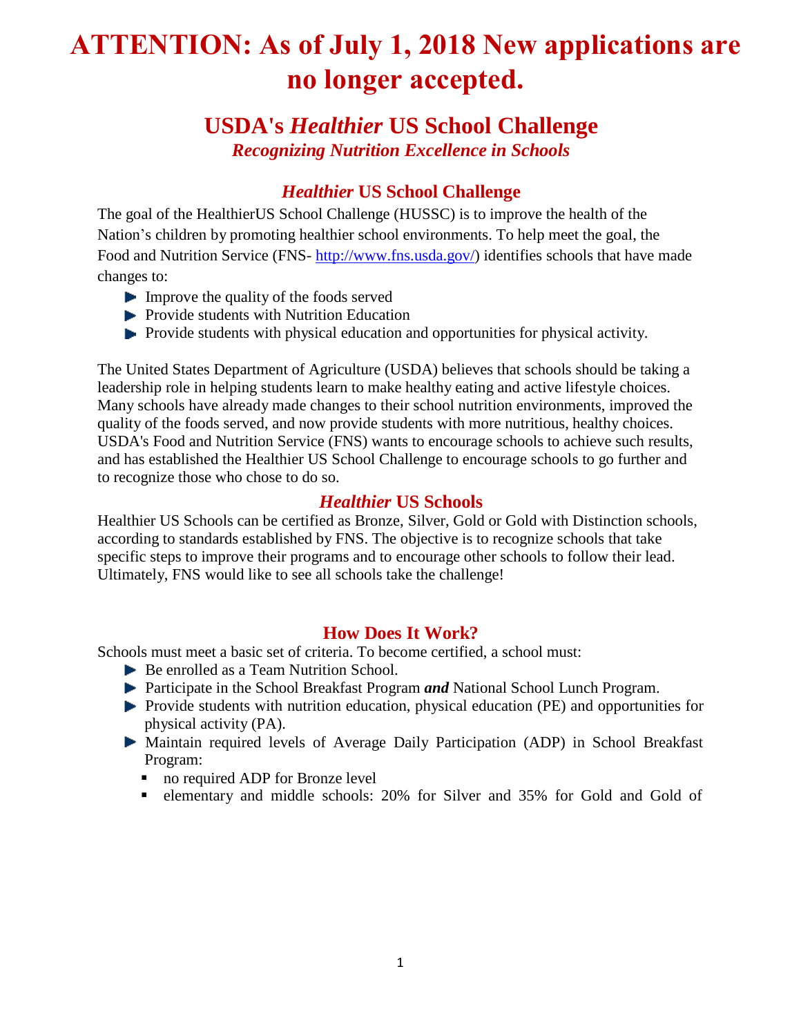# ATTENTION: As of July 1, 2018 New applications are no longer accepted.

## USDA's *Healthier* US School Challenge

***Recognizing Nutrition Excellence in Schools***

### *Healthier* US School Challenge

The goal of the HealthierUS School Challenge (HUSSC) is to improve the health of the Nation's children by promoting healthier school environments. To help meet the goal, the Food and Nutrition Service (FNS- http://www.fns.usda.gov/) identifies schools that have made changes to:

- Improve the quality of the foods served
- Provide students with Nutrition Education
- Provide students with physical education and opportunities for physical activity.

The United States Department of Agriculture (USDA) believes that schools should be taking a leadership role in helping students learn to make healthy eating and active lifestyle choices. Many schools have already made changes to their school nutrition environments, improved the quality of the foods served, and now provide students with more nutritious, healthy choices. USDA's Food and Nutrition Service (FNS) wants to encourage schools to achieve such results, and has established the Healthier US School Challenge to encourage schools to go further and to recognize those who chose to do so.

### *Healthier* US Schools

Healthier US Schools can be certified as Bronze, Silver, Gold or Gold with Distinction schools, according to standards established by FNS. The objective is to recognize schools that take specific steps to improve their programs and to encourage other schools to follow their lead. Ultimately, FNS would like to see all schools take the challenge!

### How Does It Work?

Schools must meet a basic set of criteria. To become certified, a school must:

- Be enrolled as a Team Nutrition School.
- Participate in the School Breakfast Program ***and*** National School Lunch Program.
- Provide students with nutrition education, physical education (PE) and opportunities for physical activity (PA).
- Maintain required levels of Average Daily Participation (ADP) in School Breakfast Program:
  - no required ADP for Bronze level
  - elementary and middle schools: 20% for Silver and 35% for Gold and Gold of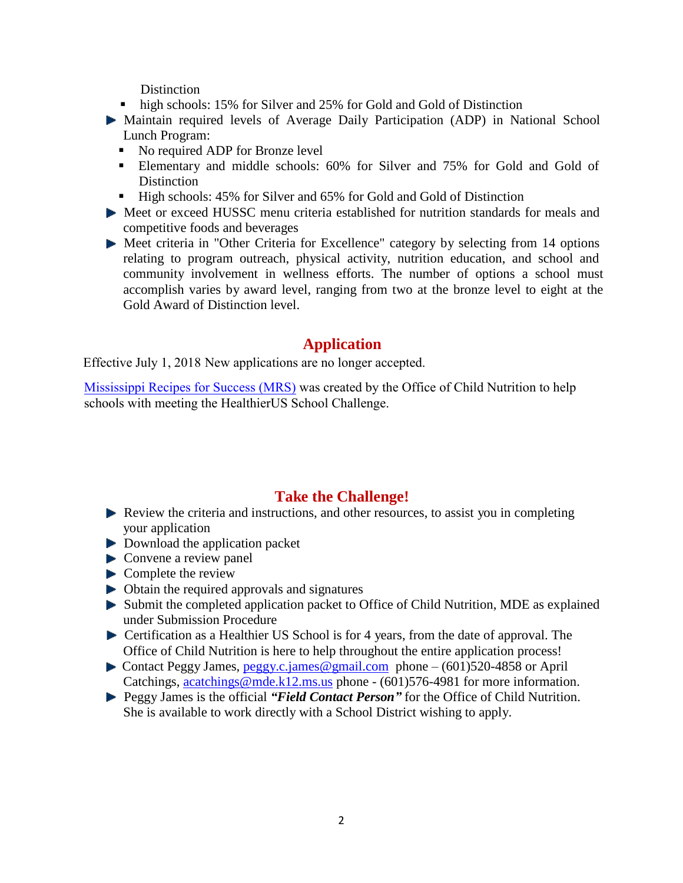Distinction
  - high schools: 15% for Silver and 25% for Gold and Gold of Distinction
- Maintain required levels of Average Daily Participation (ADP) in National School Lunch Program:
  - No required ADP for Bronze level
  - Elementary and middle schools: 60% for Silver and 75% for Gold and Gold of Distinction
  - High schools: 45% for Silver and 65% for Gold and Gold of Distinction
- Meet or exceed HUSSC menu criteria established for nutrition standards for meals and competitive foods and beverages
- Meet criteria in "Other Criteria for Excellence" category by selecting from 14 options relating to program outreach, physical activity, nutrition education, and school and community involvement in wellness efforts. The number of options a school must accomplish varies by award level, ranging from two at the bronze level to eight at the Gold Award of Distinction level.

## Application

Effective July 1, 2018 New applications are no longer accepted.

Mississippi Recipes for Success (MRS) was created by the Office of Child Nutrition to help schools with meeting the HealthierUS School Challenge.

## Take the Challenge!

- Review the criteria and instructions, and other resources, to assist you in completing your application
- Download the application packet
- Convene a review panel
- Complete the review
- Obtain the required approvals and signatures
- Submit the completed application packet to Office of Child Nutrition, MDE as explained under Submission Procedure
- Certification as a Healthier US School is for 4 years, from the date of approval. The Office of Child Nutrition is here to help throughout the entire application process!
- Contact Peggy James, peggy.c.james@gmail.com phone – (601)520-4858 or April Catchings, acatchings@mde.k12.ms.us phone - (601)576-4981 for more information.
- Peggy James is the official ***"Field Contact Person"*** for the Office of Child Nutrition. She is available to work directly with a School District wishing to apply.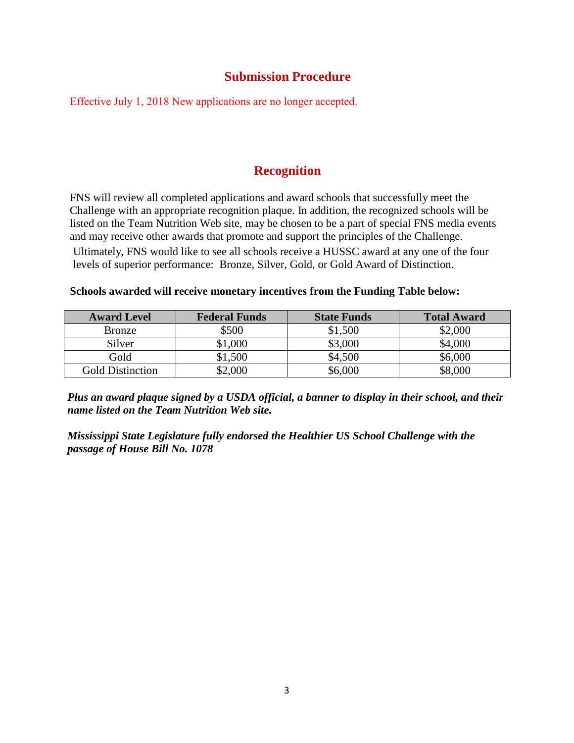## Submission Procedure

Effective July 1, 2018 New applications are no longer accepted.

## Recognition

FNS will review all completed applications and award schools that successfully meet the Challenge with an appropriate recognition plaque. In addition, the recognized schools will be listed on the Team Nutrition Web site, may be chosen to be a part of special FNS media events and may receive other awards that promote and support the principles of the Challenge.

Ultimately, FNS would like to see all schools receive a HUSSC award at any one of the four levels of superior performance: Bronze, Silver, Gold, or Gold Award of Distinction.

**Schools awarded will receive monetary incentives from the Funding Table below:**

| Award Level | Federal Funds | State Funds | Total Award |
|---|---|---|---|
| Bronze | $500 | $1,500 | $2,000 |
| Silver | $1,000 | $3,000 | $4,000 |
| Gold | $1,500 | $4,500 | $6,000 |
| Gold Distinction | $2,000 | $6,000 | $8,000 |

***Plus an award plaque signed by a USDA official, a banner to display in their school, and their name listed on the Team Nutrition Web site.***

***Mississippi State Legislature fully endorsed the Healthier US School Challenge with the passage of House Bill No. 1078***